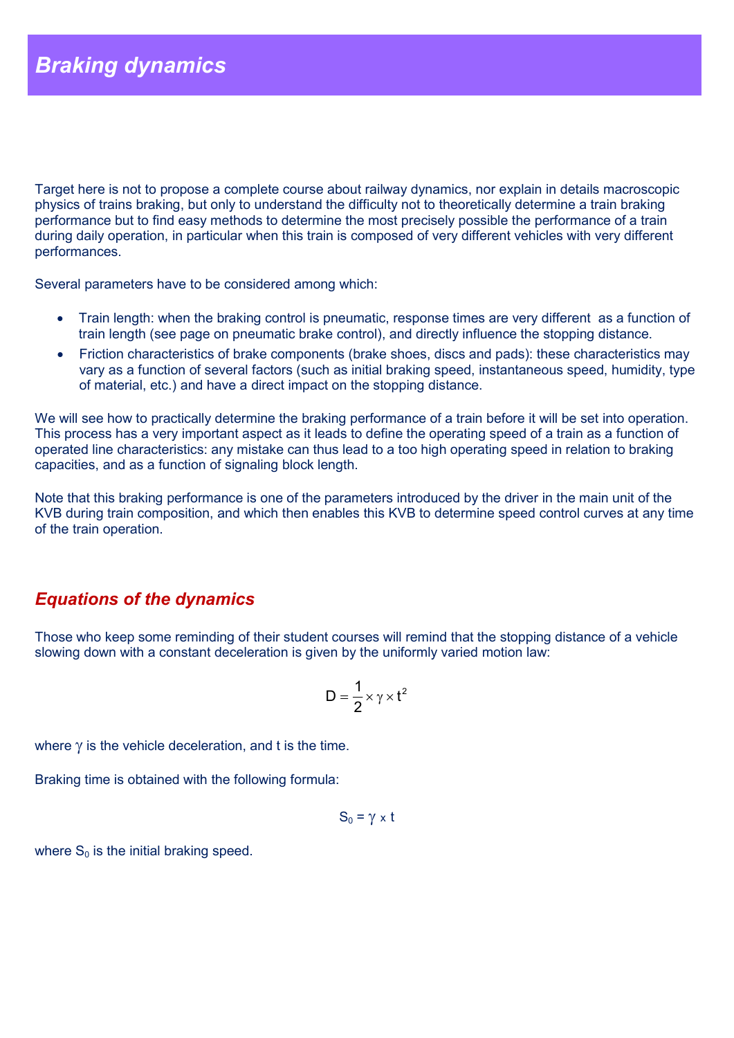# *Braking dynamics*

Target here is not to propose a complete course about railway dynamics, nor explain in details macroscopic physics of trains braking, but only to understand the difficulty not to theoretically determine a train braking performance but to find easy methods to determine the most precisely possible the performance of a train during daily operation, in particular when this train is composed of very different vehicles with very different performances.

Several parameters have to be considered among which:

- Train length: when the braking control is pneumatic, response times are very different as a function of train length (see page on pneumatic brake control), and directly influence the stopping distance.
- Friction characteristics of brake components (brake shoes, discs and pads): these characteristics may vary as a function of several factors (such as initial braking speed, instantaneous speed, humidity, type of material, etc.) and have a direct impact on the stopping distance.

We will see how to practically determine the braking performance of a train before it will be set into operation. This process has a very important aspect as it leads to define the operating speed of a train as a function of operated line characteristics: any mistake can thus lead to a too high operating speed in relation to braking capacities, and as a function of signaling block length.

Note that this braking performance is one of the parameters introduced by the driver in the main unit of the KVB during train composition, and which then enables this KVB to determine speed control curves at any time of the train operation.

## *Equations of the dynamics*

Those who keep some reminding of their student courses will remind that the stopping distance of a vehicle slowing down with a constant deceleration is given by the uniformly varied motion law:

$$D = \frac{1}{2} \times \gamma \times t^2$$

where $\gamma$ is the vehicle deceleration, and t is the time.

Braking time is obtained with the following formula:

$$S_0 = \gamma \times t$$

where $S_0$ is the initial braking speed.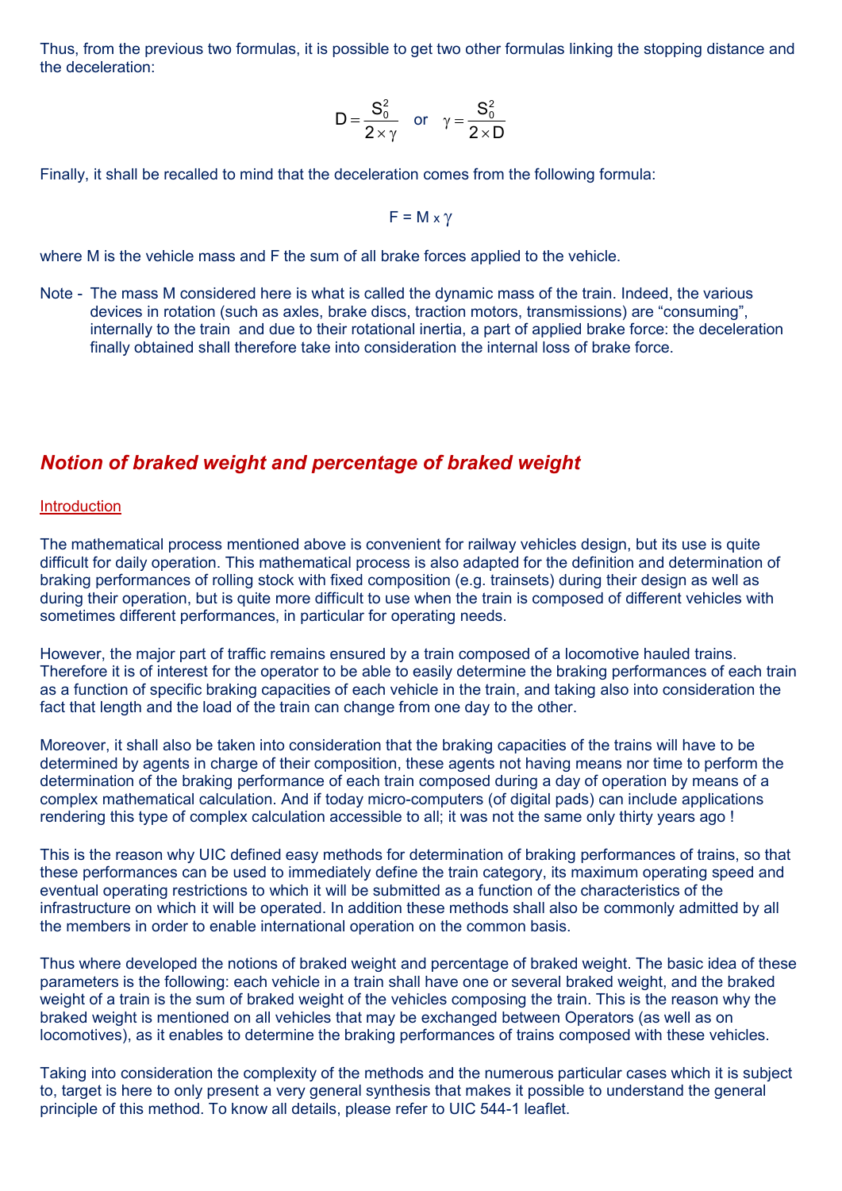Thus, from the previous two formulas, it is possible to get two other formulas linking the stopping distance and the deceleration:

$$D = \frac{S_0^2}{2 \times \gamma} \quad \text{or} \quad \gamma = \frac{S_0^2}{2 \times D}$$

Finally, it shall be recalled to mind that the deceleration comes from the following formula:

$$F = M \times \gamma$$

where M is the vehicle mass and F the sum of all brake forces applied to the vehicle.

Note - The mass M considered here is what is called the dynamic mass of the train. Indeed, the various devices in rotation (such as axles, brake discs, traction motors, transmissions) are “consuming”, internally to the train and due to their rotational inertia, a part of applied brake force: the deceleration finally obtained shall therefore take into consideration the internal loss of brake force.

## *Notion of braked weight and percentage of braked weight*

### Introduction

The mathematical process mentioned above is convenient for railway vehicles design, but its use is quite difficult for daily operation. This mathematical process is also adapted for the definition and determination of braking performances of rolling stock with fixed composition (e.g. trainsets) during their design as well as during their operation, but is quite more difficult to use when the train is composed of different vehicles with sometimes different performances, in particular for operating needs.

However, the major part of traffic remains ensured by a train composed of a locomotive hauled trains. Therefore it is of interest for the operator to be able to easily determine the braking performances of each train as a function of specific braking capacities of each vehicle in the train, and taking also into consideration the fact that length and the load of the train can change from one day to the other.

Moreover, it shall also be taken into consideration that the braking capacities of the trains will have to be determined by agents in charge of their composition, these agents not having means nor time to perform the determination of the braking performance of each train composed during a day of operation by means of a complex mathematical calculation. And if today micro-computers (of digital pads) can include applications rendering this type of complex calculation accessible to all; it was not the same only thirty years ago !

This is the reason why UIC defined easy methods for determination of braking performances of trains, so that these performances can be used to immediately define the train category, its maximum operating speed and eventual operating restrictions to which it will be submitted as a function of the characteristics of the infrastructure on which it will be operated. In addition these methods shall also be commonly admitted by all the members in order to enable international operation on the common basis.

Thus where developed the notions of braked weight and percentage of braked weight. The basic idea of these parameters is the following: each vehicle in a train shall have one or several braked weight, and the braked weight of a train is the sum of braked weight of the vehicles composing the train. This is the reason why the braked weight is mentioned on all vehicles that may be exchanged between Operators (as well as on locomotives), as it enables to determine the braking performances of trains composed with these vehicles.

Taking into consideration the complexity of the methods and the numerous particular cases which it is subject to, target is here to only present a very general synthesis that makes it possible to understand the general principle of this method. To know all details, please refer to UIC 544-1 leaflet.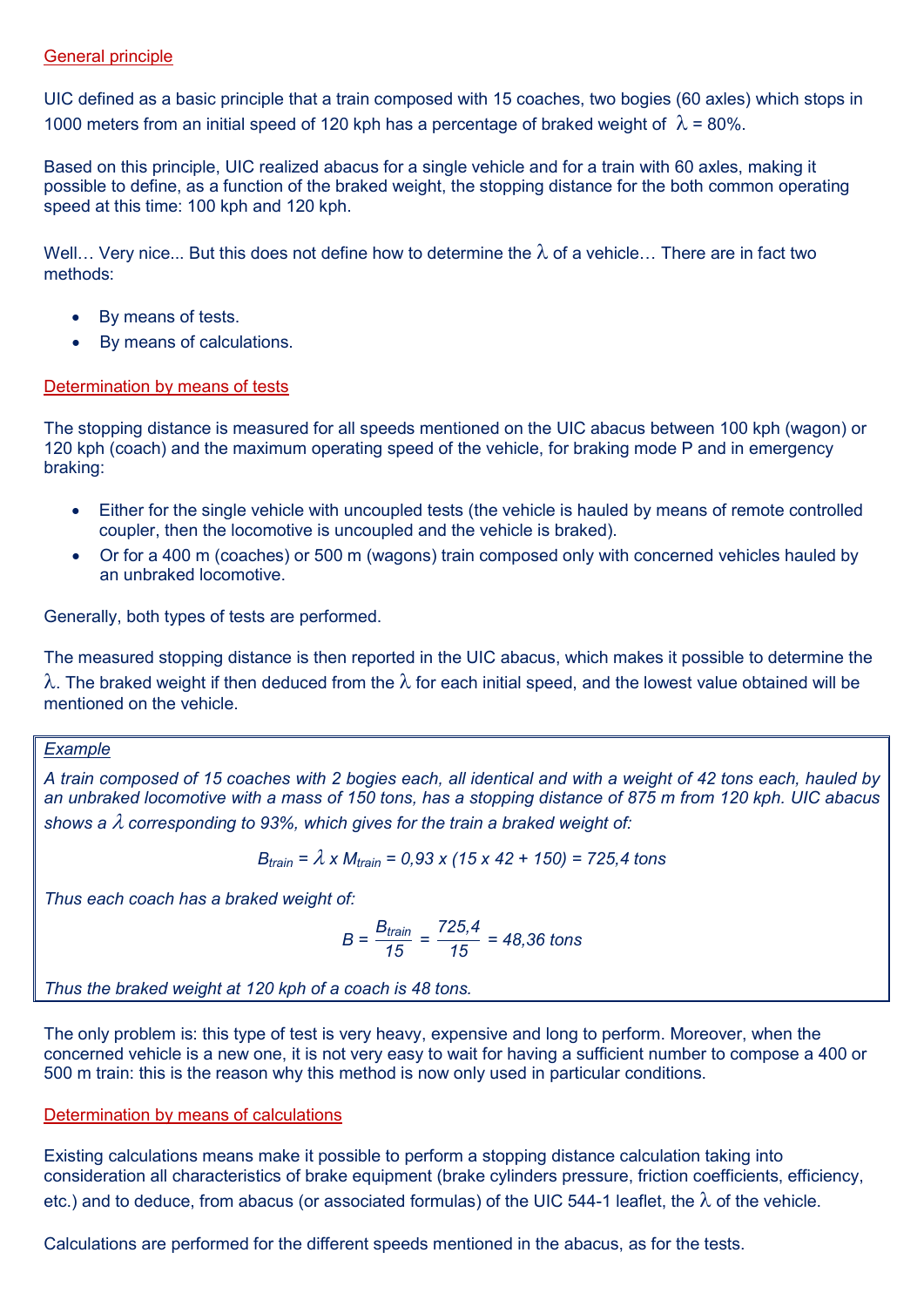## General principle

UIC defined as a basic principle that a train composed with 15 coaches, two bogies (60 axles) which stops in 1000 meters from an initial speed of 120 kph has a percentage of braked weight of $\lambda$ = 80%.

Based on this principle, UIC realized abacus for a single vehicle and for a train with 60 axles, making it possible to define, as a function of the braked weight, the stopping distance for the both common operating speed at this time: 100 kph and 120 kph.

Well… Very nice... But this does not define how to determine the $\lambda$ of a vehicle… There are in fact two methods:

- By means of tests.
- By means of calculations.

## Determination by means of tests

The stopping distance is measured for all speeds mentioned on the UIC abacus between 100 kph (wagon) or 120 kph (coach) and the maximum operating speed of the vehicle, for braking mode P and in emergency braking:

- Either for the single vehicle with uncoupled tests (the vehicle is hauled by means of remote controlled coupler, then the locomotive is uncoupled and the vehicle is braked).
- Or for a 400 m (coaches) or 500 m (wagons) train composed only with concerned vehicles hauled by an unbraked locomotive.

Generally, both types of tests are performed.

The measured stopping distance is then reported in the UIC abacus, which makes it possible to determine the $\lambda$. The braked weight if then deduced from the $\lambda$ for each initial speed, and the lowest value obtained will be mentioned on the vehicle.

> *Example*
>
> *A train composed of 15 coaches with 2 bogies each, all identical and with a weight of 42 tons each, hauled by an unbraked locomotive with a mass of 150 tons, has a stopping distance of 875 m from 120 kph. UIC abacus shows a $\lambda$ corresponding to 93%, which gives for the train a braked weight of:*
>
> $$B_{train} = \lambda \times M_{train} = 0{,}93 \times (15 \times 42 + 150) = 725{,}4 \text{ tons}$$
>
> *Thus each coach has a braked weight of:*
>
> $$B = \frac{B_{train}}{15} = \frac{725{,}4}{15} = 48{,}36 \text{ tons}$$
>
> *Thus the braked weight at 120 kph of a coach is 48 tons.*

The only problem is: this type of test is very heavy, expensive and long to perform. Moreover, when the concerned vehicle is a new one, it is not very easy to wait for having a sufficient number to compose a 400 or 500 m train: this is the reason why this method is now only used in particular conditions.

## Determination by means of calculations

Existing calculations means make it possible to perform a stopping distance calculation taking into consideration all characteristics of brake equipment (brake cylinders pressure, friction coefficients, efficiency, etc.) and to deduce, from abacus (or associated formulas) of the UIC 544-1 leaflet, the $\lambda$ of the vehicle.

Calculations are performed for the different speeds mentioned in the abacus, as for the tests.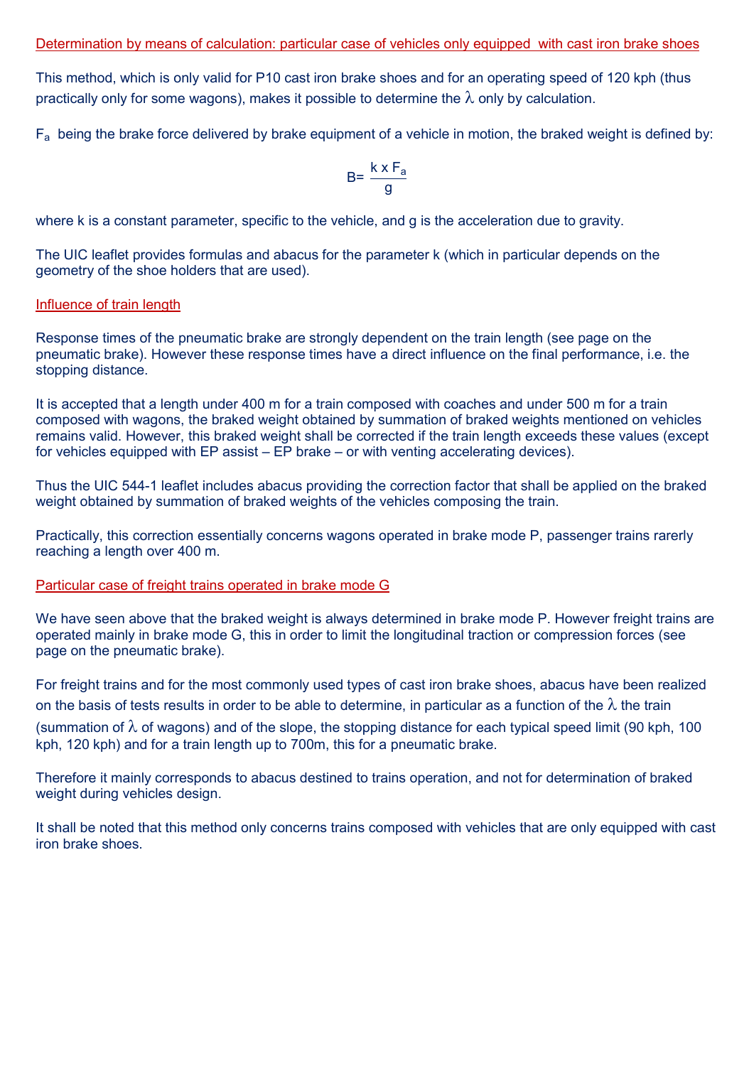## Determination by means of calculation: particular case of vehicles only equipped with cast iron brake shoes

This method, which is only valid for P10 cast iron brake shoes and for an operating speed of 120 kph (thus practically only for some wagons), makes it possible to determine the $\lambda$ only by calculation.

$F_a$ being the brake force delivered by brake equipment of a vehicle in motion, the braked weight is defined by:

$$B = \frac{k \times F_a}{g}$$

where k is a constant parameter, specific to the vehicle, and g is the acceleration due to gravity.

The UIC leaflet provides formulas and abacus for the parameter k (which in particular depends on the geometry of the shoe holders that are used).

## Influence of train length

Response times of the pneumatic brake are strongly dependent on the train length (see page on the pneumatic brake). However these response times have a direct influence on the final performance, i.e. the stopping distance.

It is accepted that a length under 400 m for a train composed with coaches and under 500 m for a train composed with wagons, the braked weight obtained by summation of braked weights mentioned on vehicles remains valid. However, this braked weight shall be corrected if the train length exceeds these values (except for vehicles equipped with EP assist – EP brake – or with venting accelerating devices).

Thus the UIC 544-1 leaflet includes abacus providing the correction factor that shall be applied on the braked weight obtained by summation of braked weights of the vehicles composing the train.

Practically, this correction essentially concerns wagons operated in brake mode P, passenger trains rarerly reaching a length over 400 m.

## Particular case of freight trains operated in brake mode G

We have seen above that the braked weight is always determined in brake mode P. However freight trains are operated mainly in brake mode G, this in order to limit the longitudinal traction or compression forces (see page on the pneumatic brake).

For freight trains and for the most commonly used types of cast iron brake shoes, abacus have been realized on the basis of tests results in order to be able to determine, in particular as a function of the $\lambda$ the train (summation of $\lambda$ of wagons) and of the slope, the stopping distance for each typical speed limit (90 kph, 100 kph, 120 kph) and for a train length up to 700m, this for a pneumatic brake.

Therefore it mainly corresponds to abacus destined to trains operation, and not for determination of braked weight during vehicles design.

It shall be noted that this method only concerns trains composed with vehicles that are only equipped with cast iron brake shoes.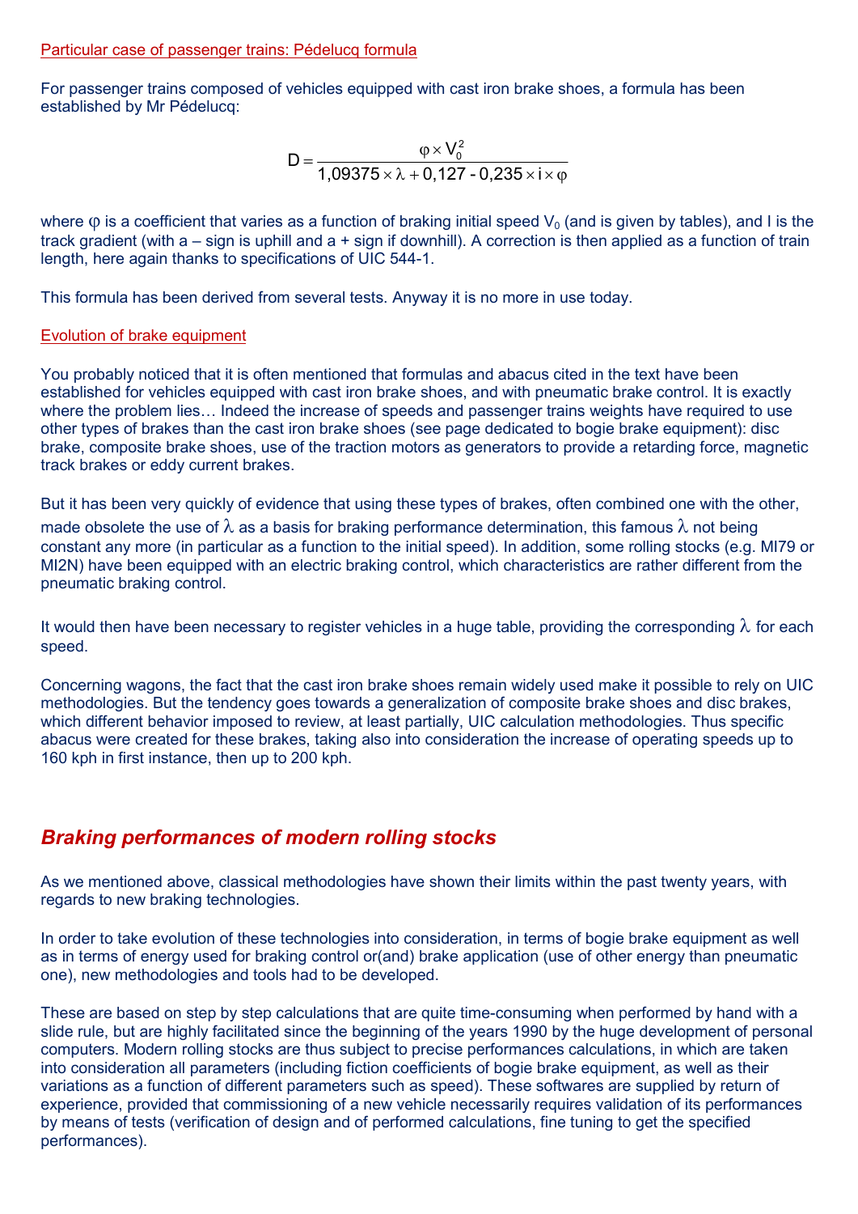Particular case of passenger trains: Pédelucq formula

For passenger trains composed of vehicles equipped with cast iron brake shoes, a formula has been established by Mr Pédelucq:

$$D = \frac{\varphi \times V_0^2}{1{,}09375 \times \lambda + 0{,}127 - 0{,}235 \times i \times \varphi}$$

where $\varphi$ is a coefficient that varies as a function of braking initial speed $V_0$ (and is given by tables), and I is the track gradient (with a – sign is uphill and a + sign if downhill). A correction is then applied as a function of train length, here again thanks to specifications of UIC 544-1.

This formula has been derived from several tests. Anyway it is no more in use today.

Evolution of brake equipment

You probably noticed that it is often mentioned that formulas and abacus cited in the text have been established for vehicles equipped with cast iron brake shoes, and with pneumatic brake control. It is exactly where the problem lies… Indeed the increase of speeds and passenger trains weights have required to use other types of brakes than the cast iron brake shoes (see page dedicated to bogie brake equipment): disc brake, composite brake shoes, use of the traction motors as generators to provide a retarding force, magnetic track brakes or eddy current brakes.

But it has been very quickly of evidence that using these types of brakes, often combined one with the other, made obsolete the use of $\lambda$ as a basis for braking performance determination, this famous $\lambda$ not being constant any more (in particular as a function to the initial speed). In addition, some rolling stocks (e.g. MI79 or MI2N) have been equipped with an electric braking control, which characteristics are rather different from the pneumatic braking control.

It would then have been necessary to register vehicles in a huge table, providing the corresponding $\lambda$ for each speed.

Concerning wagons, the fact that the cast iron brake shoes remain widely used make it possible to rely on UIC methodologies. But the tendency goes towards a generalization of composite brake shoes and disc brakes, which different behavior imposed to review, at least partially, UIC calculation methodologies. Thus specific abacus were created for these brakes, taking also into consideration the increase of operating speeds up to 160 kph in first instance, then up to 200 kph.

## *Braking performances of modern rolling stocks*

As we mentioned above, classical methodologies have shown their limits within the past twenty years, with regards to new braking technologies.

In order to take evolution of these technologies into consideration, in terms of bogie brake equipment as well as in terms of energy used for braking control or(and) brake application (use of other energy than pneumatic one), new methodologies and tools had to be developed.

These are based on step by step calculations that are quite time-consuming when performed by hand with a slide rule, but are highly facilitated since the beginning of the years 1990 by the huge development of personal computers. Modern rolling stocks are thus subject to precise performances calculations, in which are taken into consideration all parameters (including fiction coefficients of bogie brake equipment, as well as their variations as a function of different parameters such as speed). These softwares are supplied by return of experience, provided that commissioning of a new vehicle necessarily requires validation of its performances by means of tests (verification of design and of performed calculations, fine tuning to get the specified performances).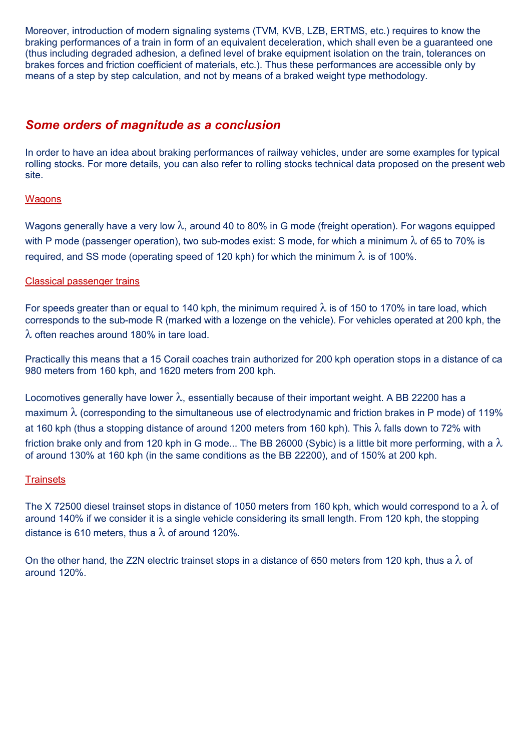Moreover, introduction of modern signaling systems (TVM, KVB, LZB, ERTMS, etc.) requires to know the braking performances of a train in form of an equivalent deceleration, which shall even be a guaranteed one (thus including degraded adhesion, a defined level of brake equipment isolation on the train, tolerances on brakes forces and friction coefficient of materials, etc.). Thus these performances are accessible only by means of a step by step calculation, and not by means of a braked weight type methodology.

## *Some orders of magnitude as a conclusion*

In order to have an idea about braking performances of railway vehicles, under are some examples for typical rolling stocks. For more details, you can also refer to rolling stocks technical data proposed on the present web site.

### Wagons

Wagons generally have a very low $\lambda$, around 40 to 80% in G mode (freight operation). For wagons equipped with P mode (passenger operation), two sub-modes exist: S mode, for which a minimum $\lambda$ of 65 to 70% is required, and SS mode (operating speed of 120 kph) for which the minimum $\lambda$ is of 100%.

### Classical passenger trains

For speeds greater than or equal to 140 kph, the minimum required $\lambda$ is of 150 to 170% in tare load, which corresponds to the sub-mode R (marked with a lozenge on the vehicle). For vehicles operated at 200 kph, the $\lambda$ often reaches around 180% in tare load.

Practically this means that a 15 Corail coaches train authorized for 200 kph operation stops in a distance of ca 980 meters from 160 kph, and 1620 meters from 200 kph.

Locomotives generally have lower $\lambda$, essentially because of their important weight. A BB 22200 has a maximum $\lambda$ (corresponding to the simultaneous use of electrodynamic and friction brakes in P mode) of 119% at 160 kph (thus a stopping distance of around 1200 meters from 160 kph). This $\lambda$ falls down to 72% with friction brake only and from 120 kph in G mode... The BB 26000 (Sybic) is a little bit more performing, with a $\lambda$ of around 130% at 160 kph (in the same conditions as the BB 22200), and of 150% at 200 kph.

### Trainsets

The X 72500 diesel trainset stops in distance of 1050 meters from 160 kph, which would correspond to a $\lambda$ of around 140% if we consider it is a single vehicle considering its small length. From 120 kph, the stopping distance is 610 meters, thus a $\lambda$ of around 120%.

On the other hand, the Z2N electric trainset stops in a distance of 650 meters from 120 kph, thus a $\lambda$ of around 120%.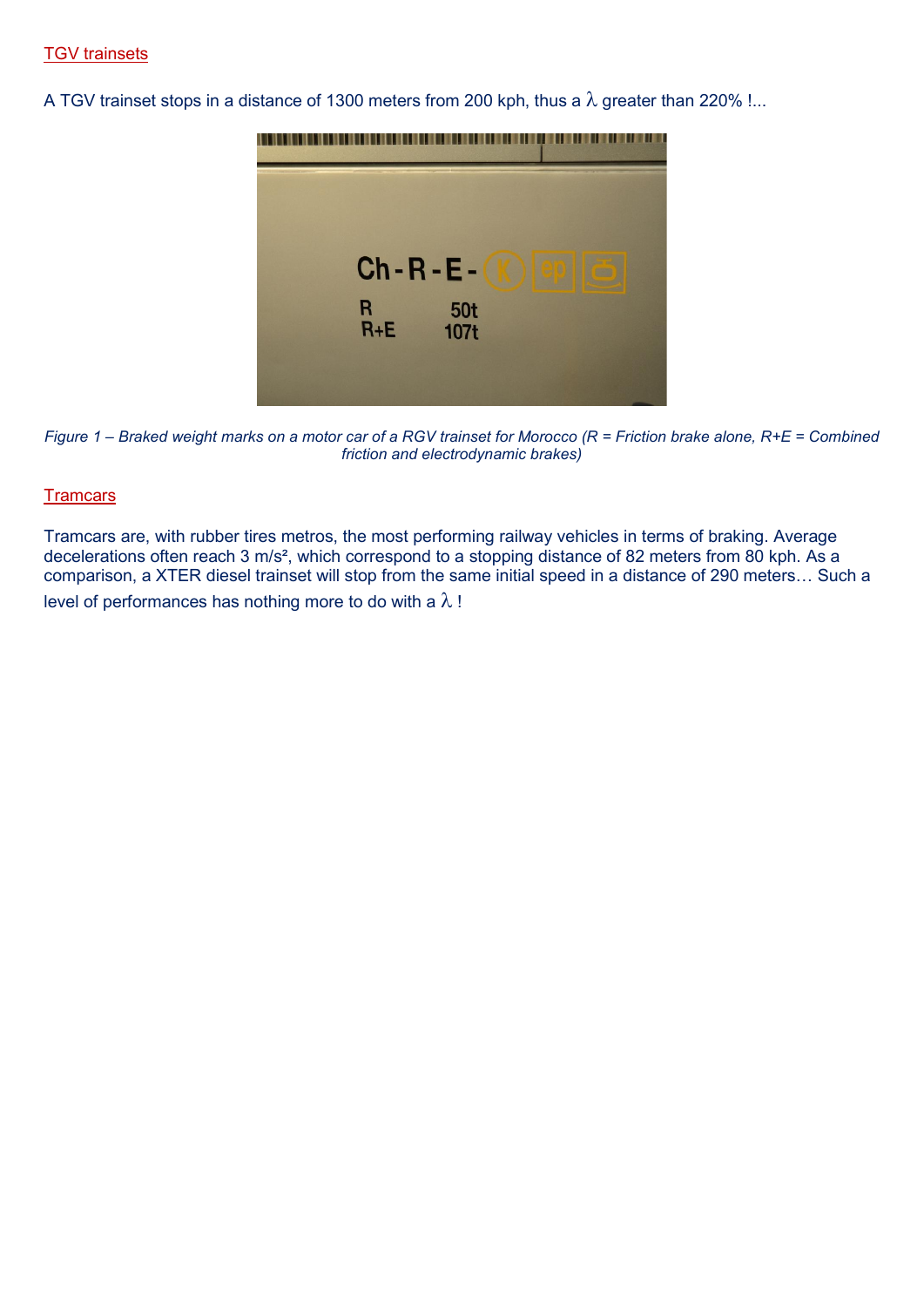## TGV trainsets

A TGV trainset stops in a distance of 1300 meters from 200 kph, thus a $\lambda$ greater than 220% !...

*Figure 1 – Braked weight marks on a motor car of a RGV trainset for Morocco (R = Friction brake alone, R+E = Combined friction and electrodynamic brakes)*

## Tramcars

Tramcars are, with rubber tires metros, the most performing railway vehicles in terms of braking. Average decelerations often reach 3 m/s², which correspond to a stopping distance of 82 meters from 80 kph. As a comparison, a XTER diesel trainset will stop from the same initial speed in a distance of 290 meters… Such a level of performances has nothing more to do with a $\lambda$ !